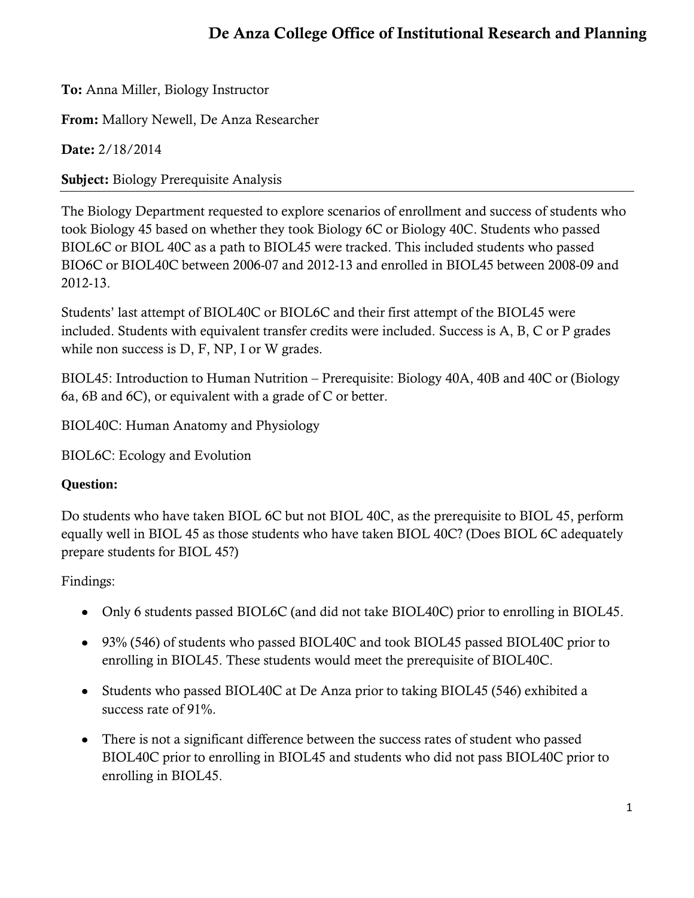# De Anza College Office of Institutional Research and Planning

**To:** Anna Miller, Biology Instructor

**From:** Mallory Newell, De Anza Researcher

**Date:** 2/18/2014

**Subject:** Biology Prerequisite Analysis

---

The Biology Department requested to explore scenarios of enrollment and success of students who took Biology 45 based on whether they took Biology 6C or Biology 40C. Students who passed BIOL6C or BIOL 40C as a path to BIOL45 were tracked. This included students who passed BIO6C or BIOL40C between 2006-07 and 2012-13 and enrolled in BIOL45 between 2008-09 and 2012-13.

Students' last attempt of BIOL40C or BIOL6C and their first attempt of the BIOL45 were included. Students with equivalent transfer credits were included. Success is A, B, C or P grades while non success is D, F, NP, I or W grades.

BIOL45: Introduction to Human Nutrition – Prerequisite: Biology 40A, 40B and 40C or (Biology 6a, 6B and 6C), or equivalent with a grade of C or better.

BIOL40C: Human Anatomy and Physiology

BIOL6C: Ecology and Evolution

**Question:**

Do students who have taken BIOL 6C but not BIOL 40C, as the prerequisite to BIOL 45, perform equally well in BIOL 45 as those students who have taken BIOL 40C? (Does BIOL 6C adequately prepare students for BIOL 45?)

Findings:

- Only 6 students passed BIOL6C (and did not take BIOL40C) prior to enrolling in BIOL45.
- 93% (546) of students who passed BIOL40C and took BIOL45 passed BIOL40C prior to enrolling in BIOL45. These students would meet the prerequisite of BIOL40C.
- Students who passed BIOL40C at De Anza prior to taking BIOL45 (546) exhibited a success rate of 91%.
- There is not a significant difference between the success rates of student who passed BIOL40C prior to enrolling in BIOL45 and students who did not pass BIOL40C prior to enrolling in BIOL45.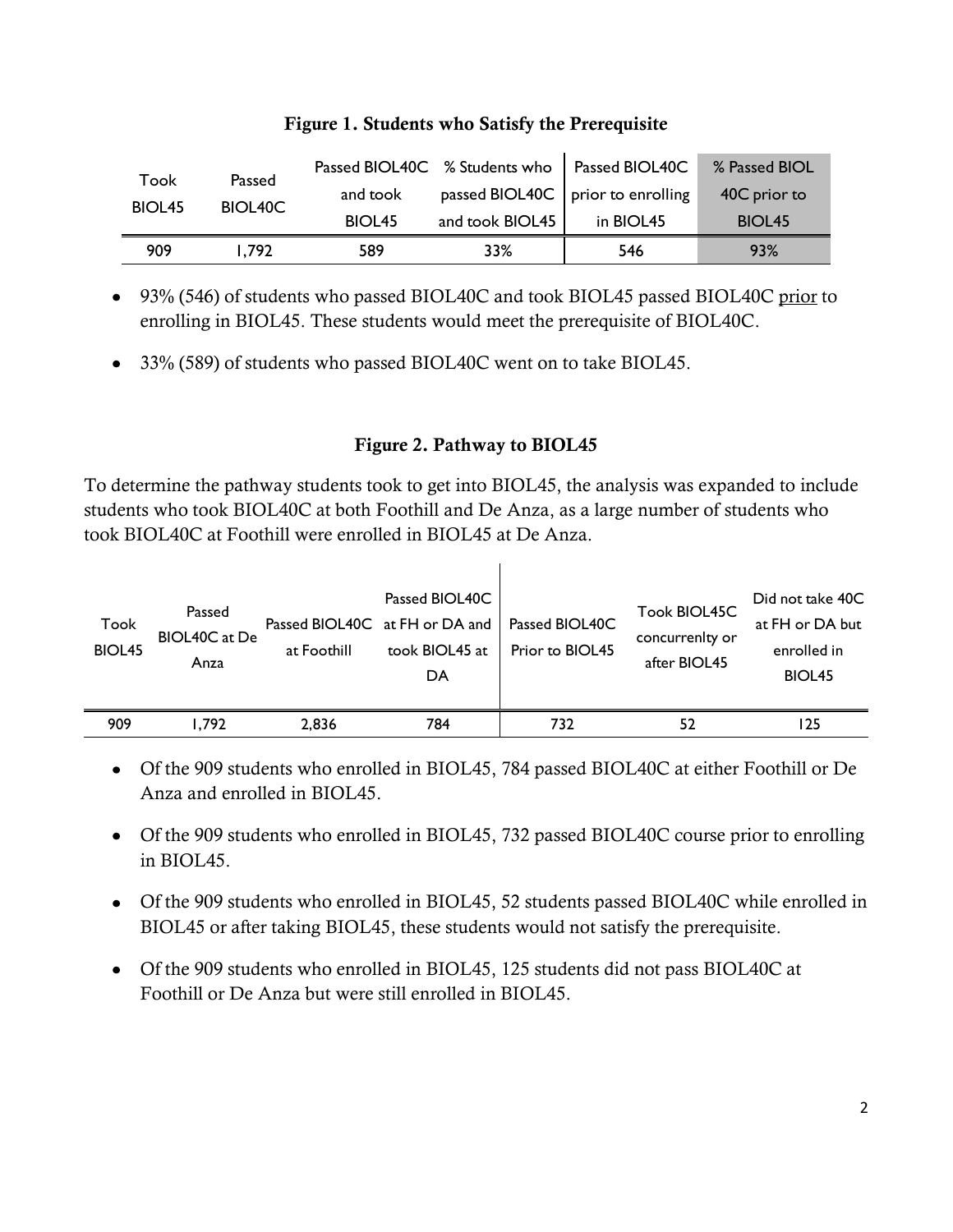**Figure 1. Students who Satisfy the Prerequisite**

| Took BIOL45 | Passed BIOL40C | Passed BIOL40C and took BIOL45 | % Students who passed BIOL40C and took BIOL45 | Passed BIOL40C prior to enrolling in BIOL45 | % Passed BIOL 40C prior to BIOL45 |
|---|---|---|---|---|---|
| 909 | 1,792 | 589 | 33% | 546 | 93% |

- 93% (546) of students who passed BIOL40C and took BIOL45 passed BIOL40C prior to enrolling in BIOL45. These students would meet the prerequisite of BIOL40C.
- 33% (589) of students who passed BIOL40C went on to take BIOL45.

**Figure 2. Pathway to BIOL45**

To determine the pathway students took to get into BIOL45, the analysis was expanded to include students who took BIOL40C at both Foothill and De Anza, as a large number of students who took BIOL40C at Foothill were enrolled in BIOL45 at De Anza.

| Took BIOL45 | Passed BIOL40C at De Anza | Passed BIOL40C at Foothill | Passed BIOL40C at FH or DA and took BIOL45 at DA | Passed BIOL40C Prior to BIOL45 | Took BIOL45C concurrenlty or after BIOL45 | Did not take 40C at FH or DA but enrolled in BIOL45 |
|---|---|---|---|---|---|---|
| 909 | 1,792 | 2,836 | 784 | 732 | 52 | 125 |

- Of the 909 students who enrolled in BIOL45, 784 passed BIOL40C at either Foothill or De Anza and enrolled in BIOL45.
- Of the 909 students who enrolled in BIOL45, 732 passed BIOL40C course prior to enrolling in BIOL45.
- Of the 909 students who enrolled in BIOL45, 52 students passed BIOL40C while enrolled in BIOL45 or after taking BIOL45, these students would not satisfy the prerequisite.
- Of the 909 students who enrolled in BIOL45, 125 students did not pass BIOL40C at Foothill or De Anza but were still enrolled in BIOL45.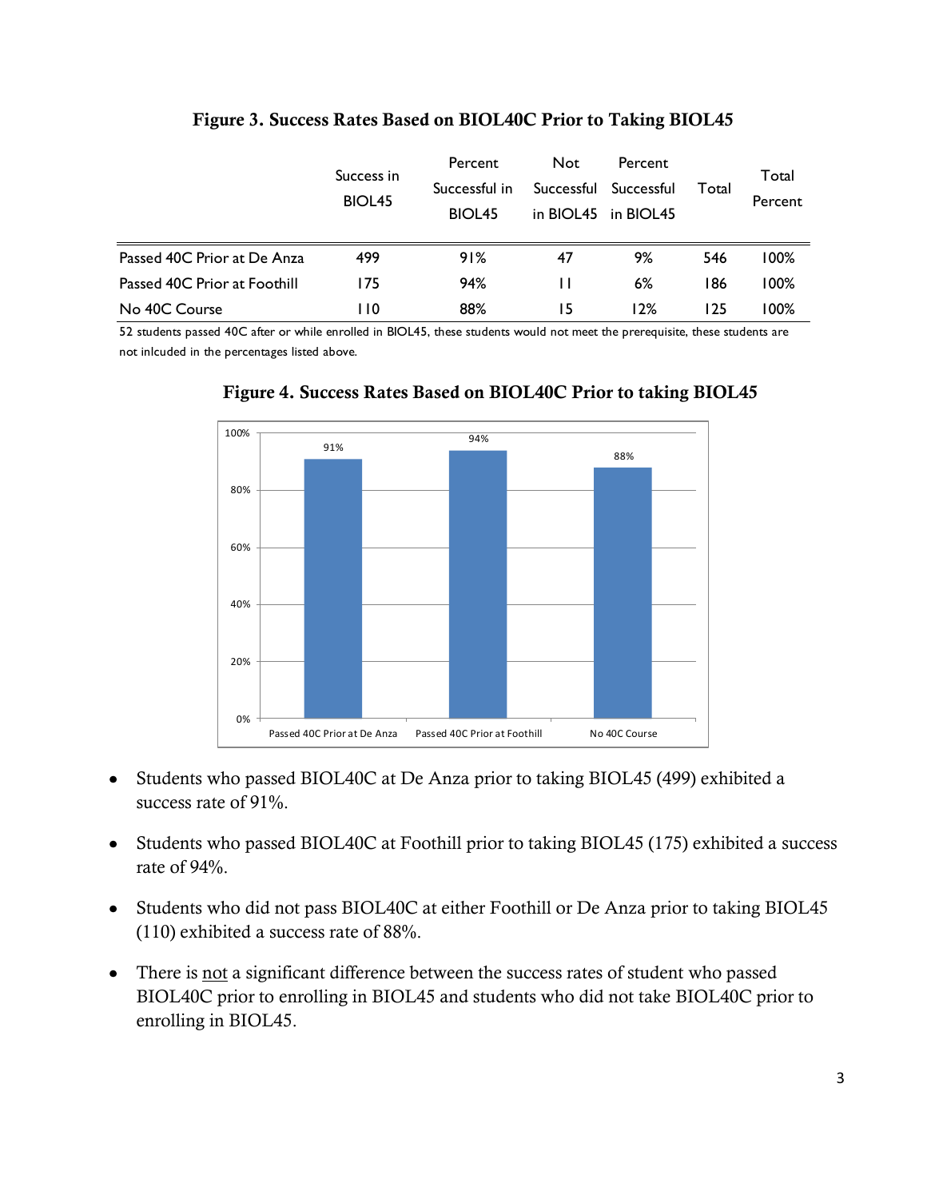**Figure 3. Success Rates Based on BIOL40C Prior to Taking BIOL45**

| | Success in BIOL45 | Percent Successful in BIOL45 | Not Successful in BIOL45 | Percent Successful in BIOL45 | Total | Total Percent |
|---|---|---|---|---|---|---|
| Passed 40C Prior at De Anza | 499 | 91% | 47 | 9% | 546 | 100% |
| Passed 40C Prior at Foothill | 175 | 94% | 11 | 6% | 186 | 100% |
| No 40C Course | 110 | 88% | 15 | 12% | 125 | 100% |

52 students passed 40C after or while enrolled in BIOL45, these students would not meet the prerequisite, these students are not inlcuded in the percentages listed above.

**Figure 4. Success Rates Based on BIOL40C Prior to taking BIOL45**

100%
80%
60%
40%
20%
0%
91%
94%
88%
Passed 40C Prior at De Anza
Passed 40C Prior at Foothill
No 40C Course

- Students who passed BIOL40C at De Anza prior to taking BIOL45 (499) exhibited a success rate of 91%.
- Students who passed BIOL40C at Foothill prior to taking BIOL45 (175) exhibited a success rate of 94%.
- Students who did not pass BIOL40C at either Foothill or De Anza prior to taking BIOL45 (110) exhibited a success rate of 88%.
- There is <u>not</u> a significant difference between the success rates of student who passed BIOL40C prior to enrolling in BIOL45 and students who did not take BIOL40C prior to enrolling in BIOL45.